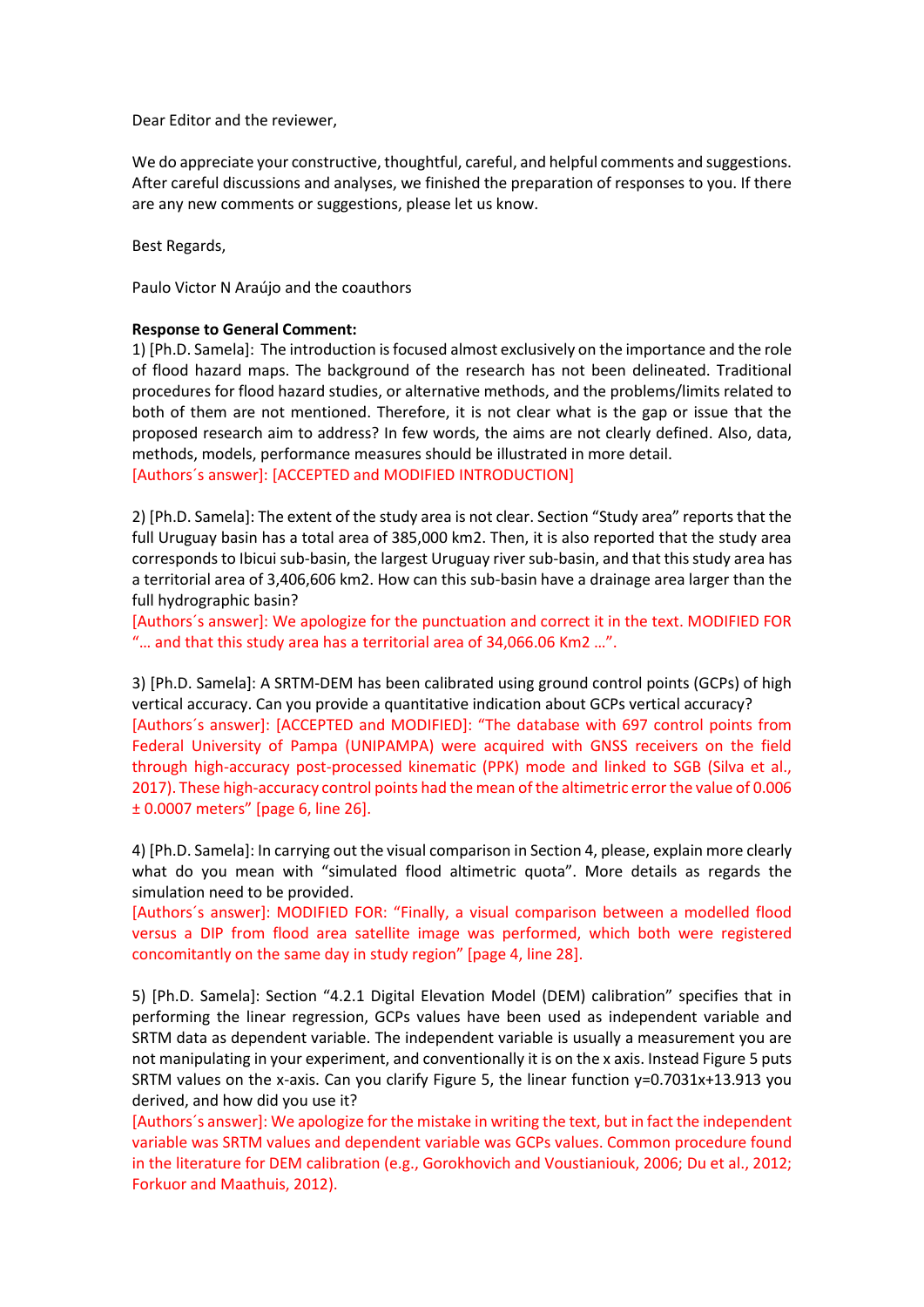Dear Editor and the reviewer,

We do appreciate your constructive, thoughtful, careful, and helpful comments and suggestions. After careful discussions and analyses, we finished the preparation of responses to you. If there are any new comments or suggestions, please let us know.

Best Regards,

Paulo Victor N Araújo and the coauthors

**Response to General Comment:**

1) [Ph.D. Samela]: The introduction is focused almost exclusively on the importance and the role of flood hazard maps. The background of the research has not been delineated. Traditional procedures for flood hazard studies, or alternative methods, and the problems/limits related to both of them are not mentioned. Therefore, it is not clear what is the gap or issue that the proposed research aim to address? In few words, the aims are not clearly defined. Also, data, methods, models, performance measures should be illustrated in more detail.
[Authors´s answer]: [ACCEPTED and MODIFIED INTRODUCTION]

2) [Ph.D. Samela]: The extent of the study area is not clear. Section "Study area" reports that the full Uruguay basin has a total area of 385,000 km2. Then, it is also reported that the study area corresponds to Ibicui sub-basin, the largest Uruguay river sub-basin, and that this study area has a territorial area of 3,406,606 km2. How can this sub-basin have a drainage area larger than the full hydrographic basin?
[Authors´s answer]: We apologize for the punctuation and correct it in the text. MODIFIED FOR "… and that this study area has a territorial area of 34,066.06 Km2 …".

3) [Ph.D. Samela]: A SRTM-DEM has been calibrated using ground control points (GCPs) of high vertical accuracy. Can you provide a quantitative indication about GCPs vertical accuracy?
[Authors´s answer]: [ACCEPTED and MODIFIED]: "The database with 697 control points from Federal University of Pampa (UNIPAMPA) were acquired with GNSS receivers on the field through high-accuracy post-processed kinematic (PPK) mode and linked to SGB (Silva et al., 2017). These high-accuracy control points had the mean of the altimetric error the value of 0.006 ± 0.0007 meters" [page 6, line 26].

4) [Ph.D. Samela]: In carrying out the visual comparison in Section 4, please, explain more clearly what do you mean with "simulated flood altimetric quota". More details as regards the simulation need to be provided.
[Authors´s answer]: MODIFIED FOR: "Finally, a visual comparison between a modelled flood versus a DIP from flood area satellite image was performed, which both were registered concomitantly on the same day in study region" [page 4, line 28].

5) [Ph.D. Samela]: Section "4.2.1 Digital Elevation Model (DEM) calibration" specifies that in performing the linear regression, GCPs values have been used as independent variable and SRTM data as dependent variable. The independent variable is usually a measurement you are not manipulating in your experiment, and conventionally it is on the x axis. Instead Figure 5 puts SRTM values on the x-axis. Can you clarify Figure 5, the linear function $y=0.7031x+13.913$ you derived, and how did you use it?
[Authors´s answer]: We apologize for the mistake in writing the text, but in fact the independent variable was SRTM values and dependent variable was GCPs values. Common procedure found in the literature for DEM calibration (e.g., Gorokhovich and Voustianiouk, 2006; Du et al., 2012; Forkuor and Maathuis, 2012).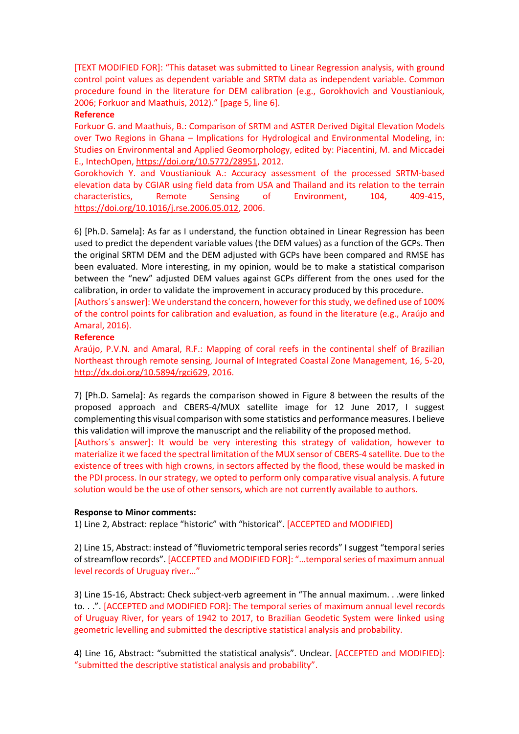[TEXT MODIFIED FOR]: "This dataset was submitted to Linear Regression analysis, with ground control point values as dependent variable and SRTM data as independent variable. Common procedure found in the literature for DEM calibration (e.g., Gorokhovich and Voustianiouk, 2006; Forkuor and Maathuis, 2012)." [page 5, line 6].

**Reference**

Forkuor G. and Maathuis, B.: Comparison of SRTM and ASTER Derived Digital Elevation Models over Two Regions in Ghana – Implications for Hydrological and Environmental Modeling, in: Studies on Environmental and Applied Geomorphology, edited by: Piacentini, M. and Miccadei E., IntechOpen, https://doi.org/10.5772/28951, 2012.

Gorokhovich Y. and Voustianiouk A.: Accuracy assessment of the processed SRTM-based elevation data by CGIAR using field data from USA and Thailand and its relation to the terrain characteristics, Remote Sensing of Environment, 104, 409-415, https://doi.org/10.1016/j.rse.2006.05.012, 2006.

6) [Ph.D. Samela]: As far as I understand, the function obtained in Linear Regression has been used to predict the dependent variable values (the DEM values) as a function of the GCPs. Then the original SRTM DEM and the DEM adjusted with GCPs have been compared and RMSE has been evaluated. More interesting, in my opinion, would be to make a statistical comparison between the "new" adjusted DEM values against GCPs different from the ones used for the calibration, in order to validate the improvement in accuracy produced by this procedure.

[Authors´s answer]: We understand the concern, however for this study, we defined use of 100% of the control points for calibration and evaluation, as found in the literature (e.g., Araújo and Amaral, 2016).

**Reference**

Araújo, P.V.N. and Amaral, R.F.: Mapping of coral reefs in the continental shelf of Brazilian Northeast through remote sensing, Journal of Integrated Coastal Zone Management, 16, 5-20, http://dx.doi.org/10.5894/rgci629, 2016.

7) [Ph.D. Samela]: As regards the comparison showed in Figure 8 between the results of the proposed approach and CBERS-4/MUX satellite image for 12 June 2017, I suggest complementing this visual comparison with some statistics and performance measures. I believe this validation will improve the manuscript and the reliability of the proposed method.

[Authors´s answer]: It would be very interesting this strategy of validation, however to materialize it we faced the spectral limitation of the MUX sensor of CBERS-4 satellite. Due to the existence of trees with high crowns, in sectors affected by the flood, these would be masked in the PDI process. In our strategy, we opted to perform only comparative visual analysis. A future solution would be the use of other sensors, which are not currently available to authors.

**Response to Minor comments:**

1) Line 2, Abstract: replace "historic" with "historical". [ACCEPTED and MODIFIED]

2) Line 15, Abstract: instead of "fluviometric temporal series records" I suggest "temporal series of streamflow records". [ACCEPTED and MODIFIED FOR]: "…temporal series of maximum annual level records of Uruguay river…"

3) Line 15-16, Abstract: Check subject-verb agreement in "The annual maximum. . .were linked to. . .". [ACCEPTED and MODIFIED FOR]: The temporal series of maximum annual level records of Uruguay River, for years of 1942 to 2017, to Brazilian Geodetic System were linked using geometric levelling and submitted the descriptive statistical analysis and probability.

4) Line 16, Abstract: "submitted the statistical analysis". Unclear. [ACCEPTED and MODIFIED]: "submitted the descriptive statistical analysis and probability".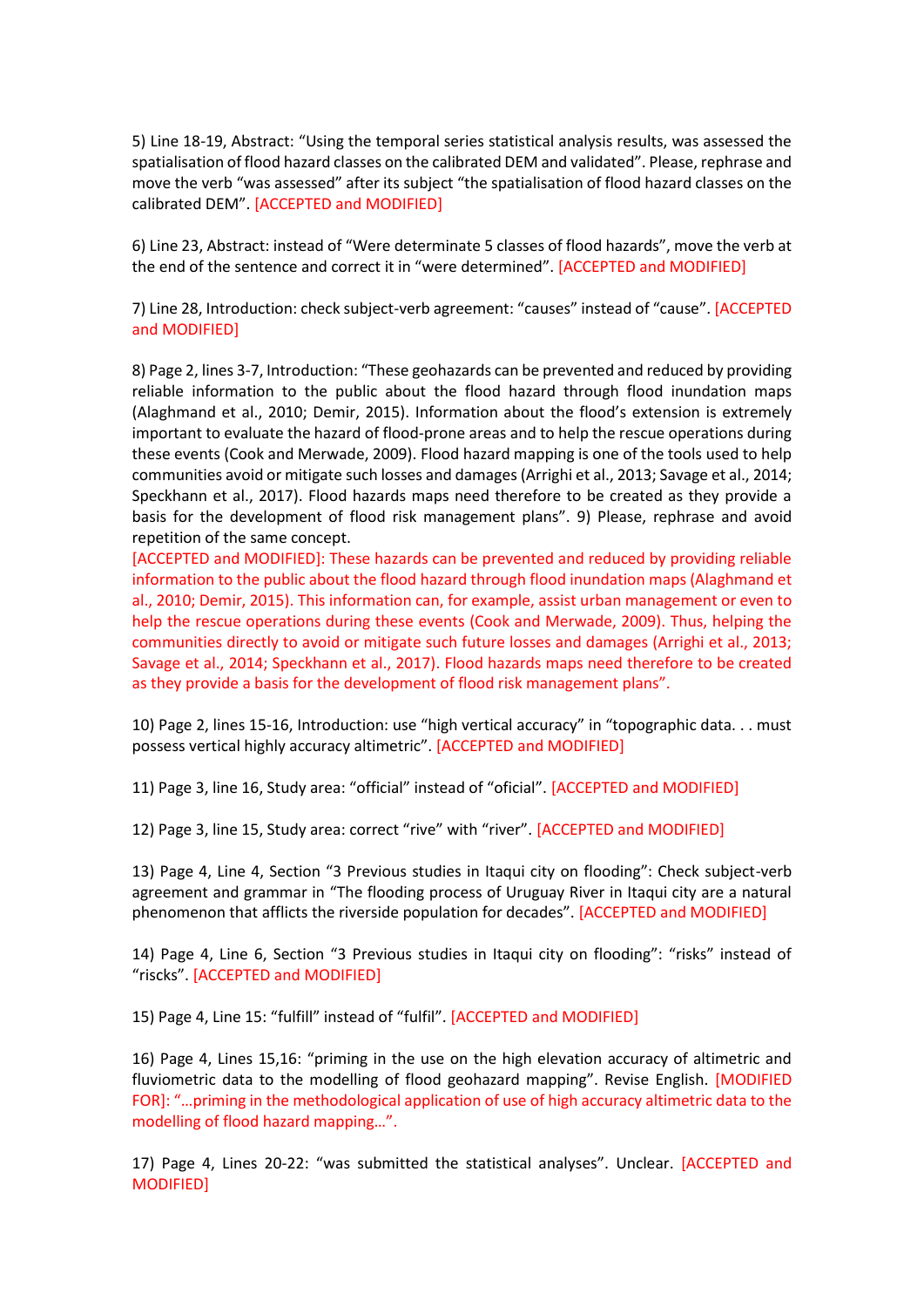5) Line 18-19, Abstract: "Using the temporal series statistical analysis results, was assessed the spatialisation of flood hazard classes on the calibrated DEM and validated". Please, rephrase and move the verb "was assessed" after its subject "the spatialisation of flood hazard classes on the calibrated DEM". [ACCEPTED and MODIFIED]

6) Line 23, Abstract: instead of "Were determinate 5 classes of flood hazards", move the verb at the end of the sentence and correct it in "were determined". [ACCEPTED and MODIFIED]

7) Line 28, Introduction: check subject-verb agreement: "causes" instead of "cause". [ACCEPTED and MODIFIED]

8) Page 2, lines 3-7, Introduction: "These geohazards can be prevented and reduced by providing reliable information to the public about the flood hazard through flood inundation maps (Alaghmand et al., 2010; Demir, 2015). Information about the flood's extension is extremely important to evaluate the hazard of flood-prone areas and to help the rescue operations during these events (Cook and Merwade, 2009). Flood hazard mapping is one of the tools used to help communities avoid or mitigate such losses and damages (Arrighi et al., 2013; Savage et al., 2014; Speckhann et al., 2017). Flood hazards maps need therefore to be created as they provide a basis for the development of flood risk management plans". 9) Please, rephrase and avoid repetition of the same concept.
[ACCEPTED and MODIFIED]: These hazards can be prevented and reduced by providing reliable information to the public about the flood hazard through flood inundation maps (Alaghmand et al., 2010; Demir, 2015). This information can, for example, assist urban management or even to help the rescue operations during these events (Cook and Merwade, 2009). Thus, helping the communities directly to avoid or mitigate such future losses and damages (Arrighi et al., 2013; Savage et al., 2014; Speckhann et al., 2017). Flood hazards maps need therefore to be created as they provide a basis for the development of flood risk management plans".

10) Page 2, lines 15-16, Introduction: use "high vertical accuracy" in "topographic data. . . must possess vertical highly accuracy altimetric". [ACCEPTED and MODIFIED]

11) Page 3, line 16, Study area: "official" instead of "oficial". [ACCEPTED and MODIFIED]

12) Page 3, line 15, Study area: correct "rive" with "river". [ACCEPTED and MODIFIED]

13) Page 4, Line 4, Section "3 Previous studies in Itaqui city on flooding": Check subject-verb agreement and grammar in "The flooding process of Uruguay River in Itaqui city are a natural phenomenon that afflicts the riverside population for decades". [ACCEPTED and MODIFIED]

14) Page 4, Line 6, Section "3 Previous studies in Itaqui city on flooding": "risks" instead of "riscks". [ACCEPTED and MODIFIED]

15) Page 4, Line 15: "fulfill" instead of "fulfil". [ACCEPTED and MODIFIED]

16) Page 4, Lines 15,16: "priming in the use on the high elevation accuracy of altimetric and fluviometric data to the modelling of flood geohazard mapping". Revise English. [MODIFIED FOR]: "…priming in the methodological application of use of high accuracy altimetric data to the modelling of flood hazard mapping…".

17) Page 4, Lines 20-22: "was submitted the statistical analyses". Unclear. [ACCEPTED and MODIFIED]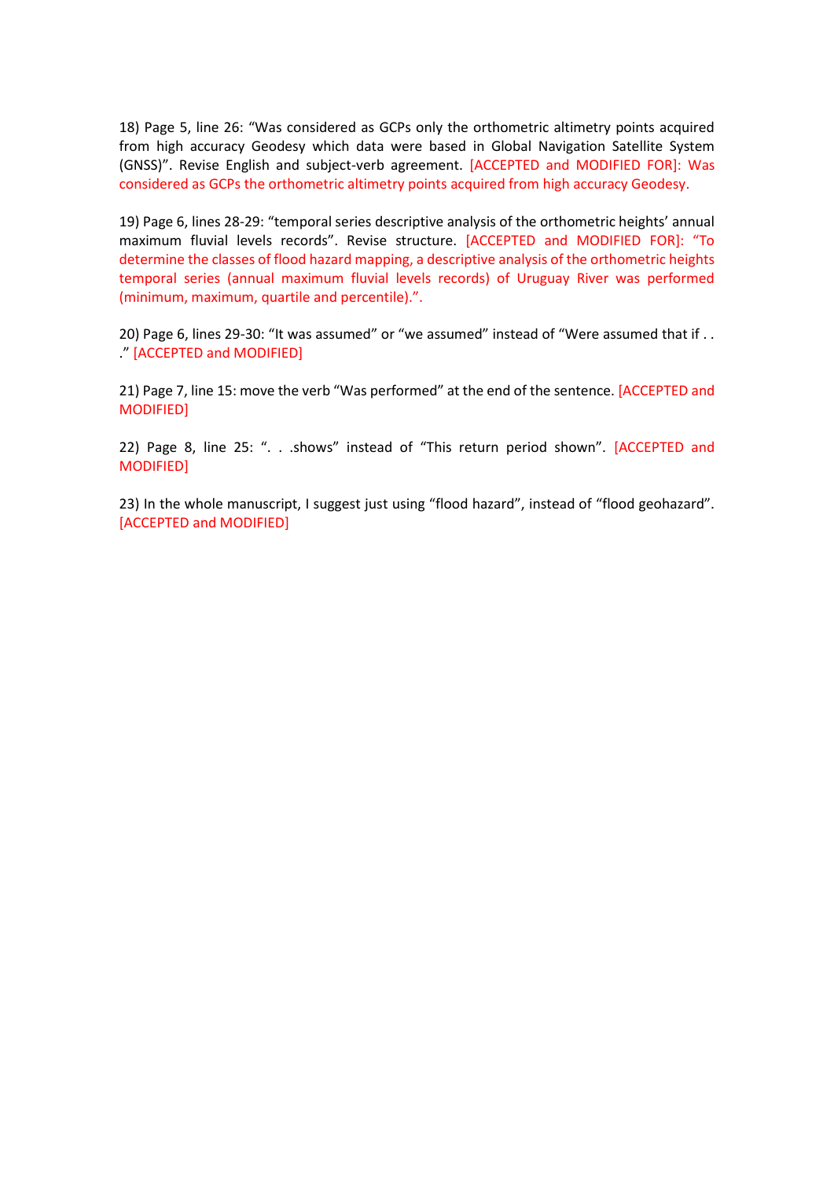18) Page 5, line 26: “Was considered as GCPs only the orthometric altimetry points acquired from high accuracy Geodesy which data were based in Global Navigation Satellite System (GNSS)”. Revise English and subject-verb agreement. [ACCEPTED and MODIFIED FOR]: Was considered as GCPs the orthometric altimetry points acquired from high accuracy Geodesy.

19) Page 6, lines 28-29: “temporal series descriptive analysis of the orthometric heights’ annual maximum fluvial levels records”. Revise structure. [ACCEPTED and MODIFIED FOR]: “To determine the classes of flood hazard mapping, a descriptive analysis of the orthometric heights temporal series (annual maximum fluvial levels records) of Uruguay River was performed (minimum, maximum, quartile and percentile).”.

20) Page 6, lines 29-30: “It was assumed” or “we assumed” instead of “Were assumed that if . . .” [ACCEPTED and MODIFIED]

21) Page 7, line 15: move the verb “Was performed” at the end of the sentence. [ACCEPTED and MODIFIED]

22) Page 8, line 25: “. . .shows” instead of “This return period shown”. [ACCEPTED and MODIFIED]

23) In the whole manuscript, I suggest just using “flood hazard”, instead of “flood geohazard”. [ACCEPTED and MODIFIED]